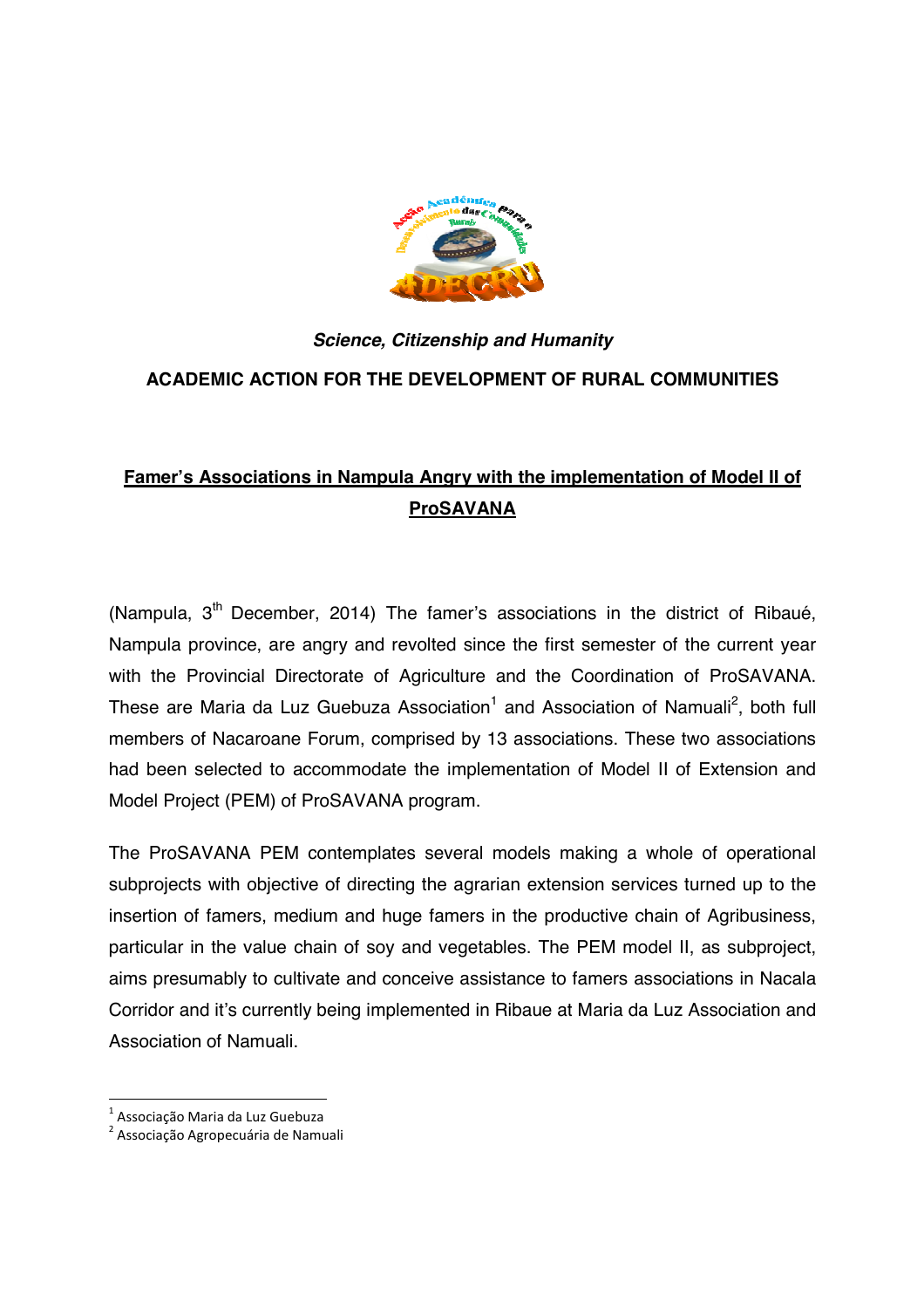***Science, Citizenship and Humanity***

**ACADEMIC ACTION FOR THE DEVELOPMENT OF RURAL COMMUNITIES**

# Famer's Associations in Nampula Angry with the implementation of Model II of ProSAVANA

(Nampula, 3th December, 2014) The famer's associations in the district of Ribaué, Nampula province, are angry and revolted since the first semester of the current year with the Provincial Directorate of Agriculture and the Coordination of ProSAVANA. These are Maria da Luz Guebuza Association[1] and Association of Namuali[2], both full members of Nacaroane Forum, comprised by 13 associations. These two associations had been selected to accommodate the implementation of Model II of Extension and Model Project (PEM) of ProSAVANA program.

The ProSAVANA PEM contemplates several models making a whole of operational subprojects with objective of directing the agrarian extension services turned up to the insertion of famers, medium and huge famers in the productive chain of Agribusiness, particular in the value chain of soy and vegetables. The PEM model II, as subproject, aims presumably to cultivate and conceive assistance to famers associations in Nacala Corridor and it's currently being implemented in Ribaue at Maria da Luz Association and Association of Namuali.

[1] Associação Maria da Luz Guebuza

[2] Associação Agropecuária de Namuali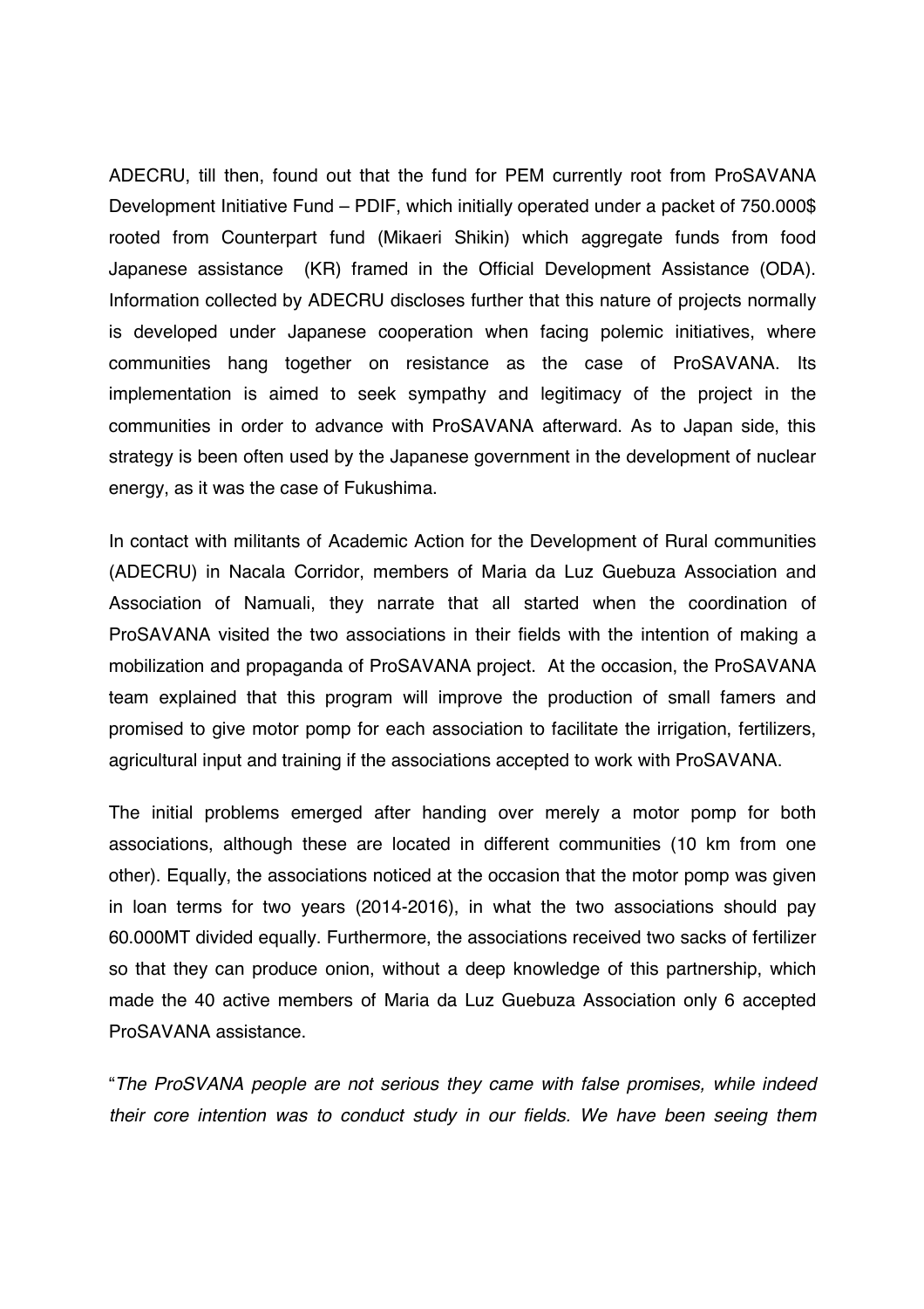ADECRU, till then, found out that the fund for PEM currently root from ProSAVANA Development Initiative Fund – PDIF, which initially operated under a packet of 750.000$ rooted from Counterpart fund (Mikaeri Shikin) which aggregate funds from food Japanese assistance (KR) framed in the Official Development Assistance (ODA). Information collected by ADECRU discloses further that this nature of projects normally is developed under Japanese cooperation when facing polemic initiatives, where communities hang together on resistance as the case of ProSAVANA. Its implementation is aimed to seek sympathy and legitimacy of the project in the communities in order to advance with ProSAVANA afterward. As to Japan side, this strategy is been often used by the Japanese government in the development of nuclear energy, as it was the case of Fukushima.

In contact with militants of Academic Action for the Development of Rural communities (ADECRU) in Nacala Corridor, members of Maria da Luz Guebuza Association and Association of Namuali, they narrate that all started when the coordination of ProSAVANA visited the two associations in their fields with the intention of making a mobilization and propaganda of ProSAVANA project. At the occasion, the ProSAVANA team explained that this program will improve the production of small famers and promised to give motor pomp for each association to facilitate the irrigation, fertilizers, agricultural input and training if the associations accepted to work with ProSAVANA.

The initial problems emerged after handing over merely a motor pomp for both associations, although these are located in different communities (10 km from one other). Equally, the associations noticed at the occasion that the motor pomp was given in loan terms for two years (2014-2016), in what the two associations should pay 60.000MT divided equally. Furthermore, the associations received two sacks of fertilizer so that they can produce onion, without a deep knowledge of this partnership, which made the 40 active members of Maria da Luz Guebuza Association only 6 accepted ProSAVANA assistance.

"*The ProSVANA people are not serious they came with false promises, while indeed their core intention was to conduct study in our fields. We have been seeing them*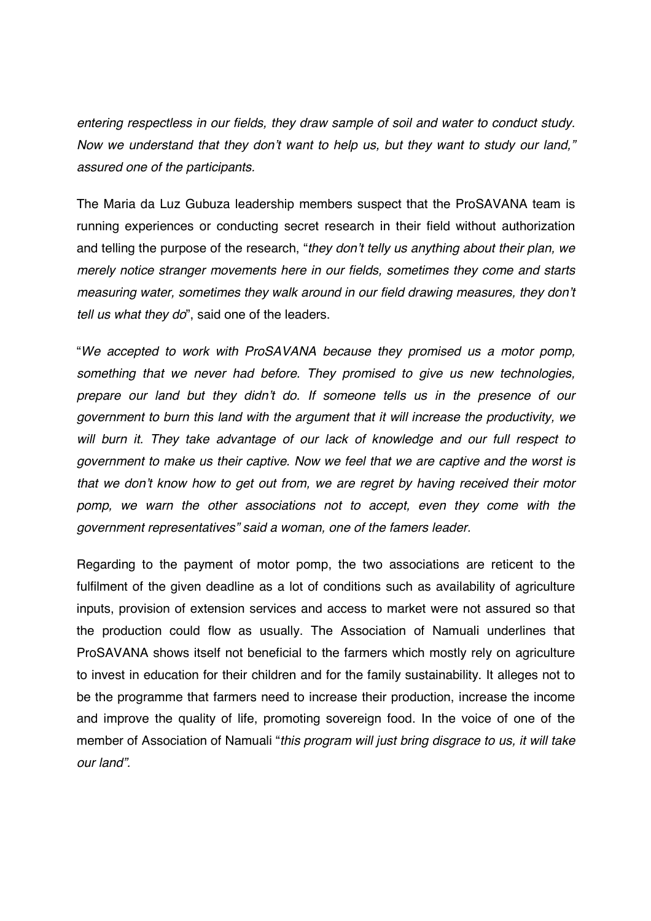*entering respectless in our fields, they draw sample of soil and water to conduct study. Now we understand that they don't want to help us, but they want to study our land," assured one of the participants.*

The Maria da Luz Gubuza leadership members suspect that the ProSAVANA team is running experiences or conducting secret research in their field without authorization and telling the purpose of the research, "*they don't telly us anything about their plan, we merely notice stranger movements here in our fields, sometimes they come and starts measuring water, sometimes they walk around in our field drawing measures, they don't tell us what they do*", said one of the leaders.

"*We accepted to work with ProSAVANA because they promised us a motor pomp, something that we never had before. They promised to give us new technologies, prepare our land but they didn't do. If someone tells us in the presence of our government to burn this land with the argument that it will increase the productivity, we will burn it. They take advantage of our lack of knowledge and our full respect to government to make us their captive. Now we feel that we are captive and the worst is that we don't know how to get out from, we are regret by having received their motor pomp, we warn the other associations not to accept, even they come with the government representatives" said a woman, one of the famers leader.*

Regarding to the payment of motor pomp, the two associations are reticent to the fulfilment of the given deadline as a lot of conditions such as availability of agriculture inputs, provision of extension services and access to market were not assured so that the production could flow as usually. The Association of Namuali underlines that ProSAVANA shows itself not beneficial to the farmers which mostly rely on agriculture to invest in education for their children and for the family sustainability. It alleges not to be the programme that farmers need to increase their production, increase the income and improve the quality of life, promoting sovereign food. In the voice of one of the member of Association of Namuali "*this program will just bring disgrace to us, it will take our land".*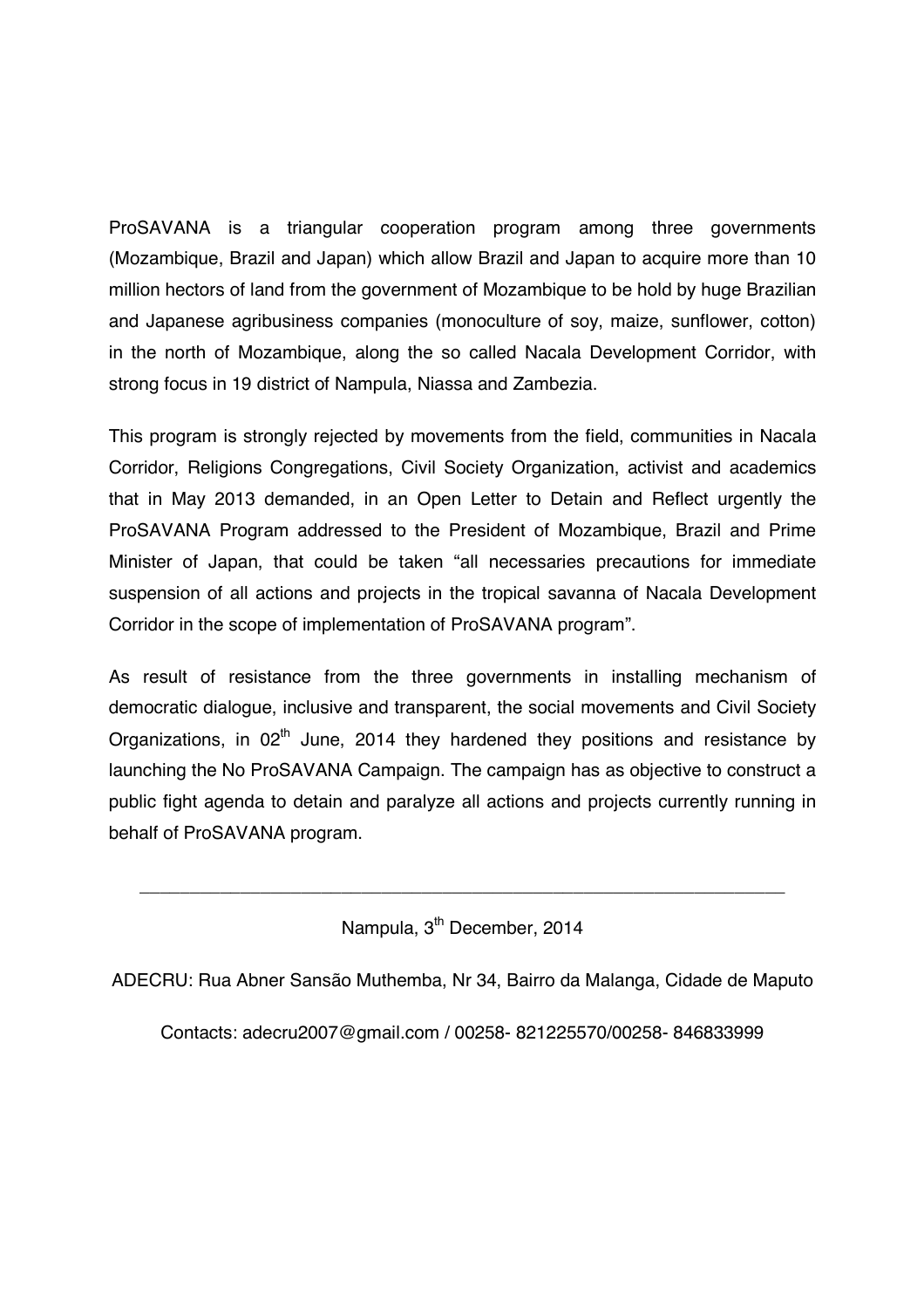ProSAVANA is a triangular cooperation program among three governments (Mozambique, Brazil and Japan) which allow Brazil and Japan to acquire more than 10 million hectors of land from the government of Mozambique to be hold by huge Brazilian and Japanese agribusiness companies (monoculture of soy, maize, sunflower, cotton) in the north of Mozambique, along the so called Nacala Development Corridor, with strong focus in 19 district of Nampula, Niassa and Zambezia.

This program is strongly rejected by movements from the field, communities in Nacala Corridor, Religions Congregations, Civil Society Organization, activist and academics that in May 2013 demanded, in an Open Letter to Detain and Reflect urgently the ProSAVANA Program addressed to the President of Mozambique, Brazil and Prime Minister of Japan, that could be taken "all necessaries precautions for immediate suspension of all actions and projects in the tropical savanna of Nacala Development Corridor in the scope of implementation of ProSAVANA program".

As result of resistance from the three governments in installing mechanism of democratic dialogue, inclusive and transparent, the social movements and Civil Society Organizations, in 02th June, 2014 they hardened they positions and resistance by launching the No ProSAVANA Campaign. The campaign has as objective to construct a public fight agenda to detain and paralyze all actions and projects currently running in behalf of ProSAVANA program.

---

Nampula, 3th December, 2014

ADECRU: Rua Abner Sansão Muthemba, Nr 34, Bairro da Malanga, Cidade de Maputo

Contacts: adecru2007@gmail.com / 00258- 821225570/00258- 846833999